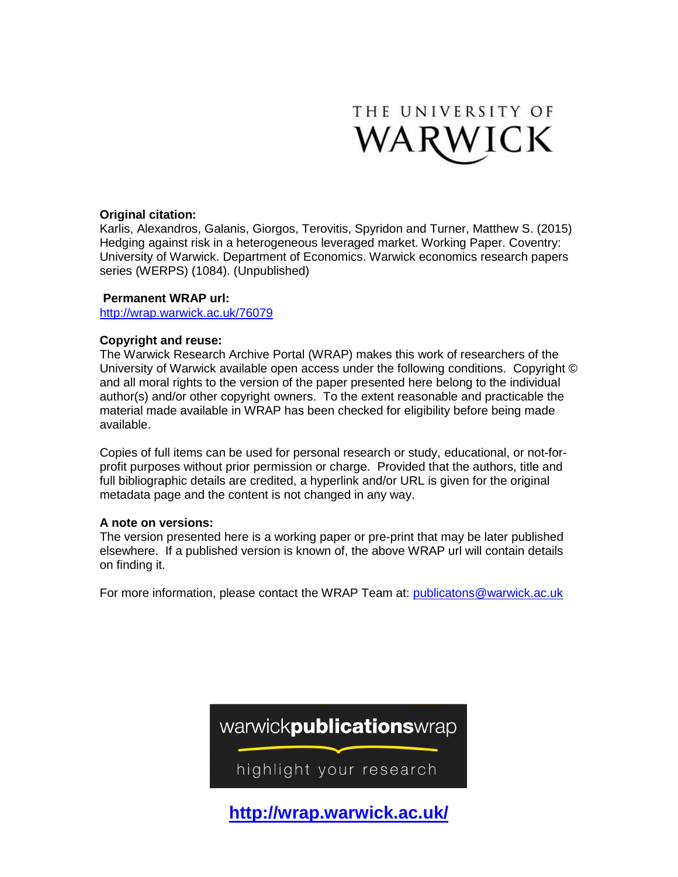THE UNIVERSITY OF WARWICK

**Original citation:**
Karlis, Alexandros, Galanis, Giorgos, Terovitis, Spyridon and Turner, Matthew S. (2015) Hedging against risk in a heterogeneous leveraged market. Working Paper. Coventry: University of Warwick. Department of Economics. Warwick economics research papers series (WERPS) (1084). (Unpublished)

**Permanent WRAP url:**
http://wrap.warwick.ac.uk/76079

**Copyright and reuse:**
The Warwick Research Archive Portal (WRAP) makes this work of researchers of the University of Warwick available open access under the following conditions. Copyright © and all moral rights to the version of the paper presented here belong to the individual author(s) and/or other copyright owners. To the extent reasonable and practicable the material made available in WRAP has been checked for eligibility before being made available.

Copies of full items can be used for personal research or study, educational, or not-for-profit purposes without prior permission or charge. Provided that the authors, title and full bibliographic details are credited, a hyperlink and/or URL is given for the original metadata page and the content is not changed in any way.

**A note on versions:**
The version presented here is a working paper or pre-print that may be later published elsewhere. If a published version is known of, the above WRAP url will contain details on finding it.

For more information, please contact the WRAP Team at: publicatons@warwick.ac.uk

warwickpublicationswrap

highlight your research

**http://wrap.warwick.ac.uk/**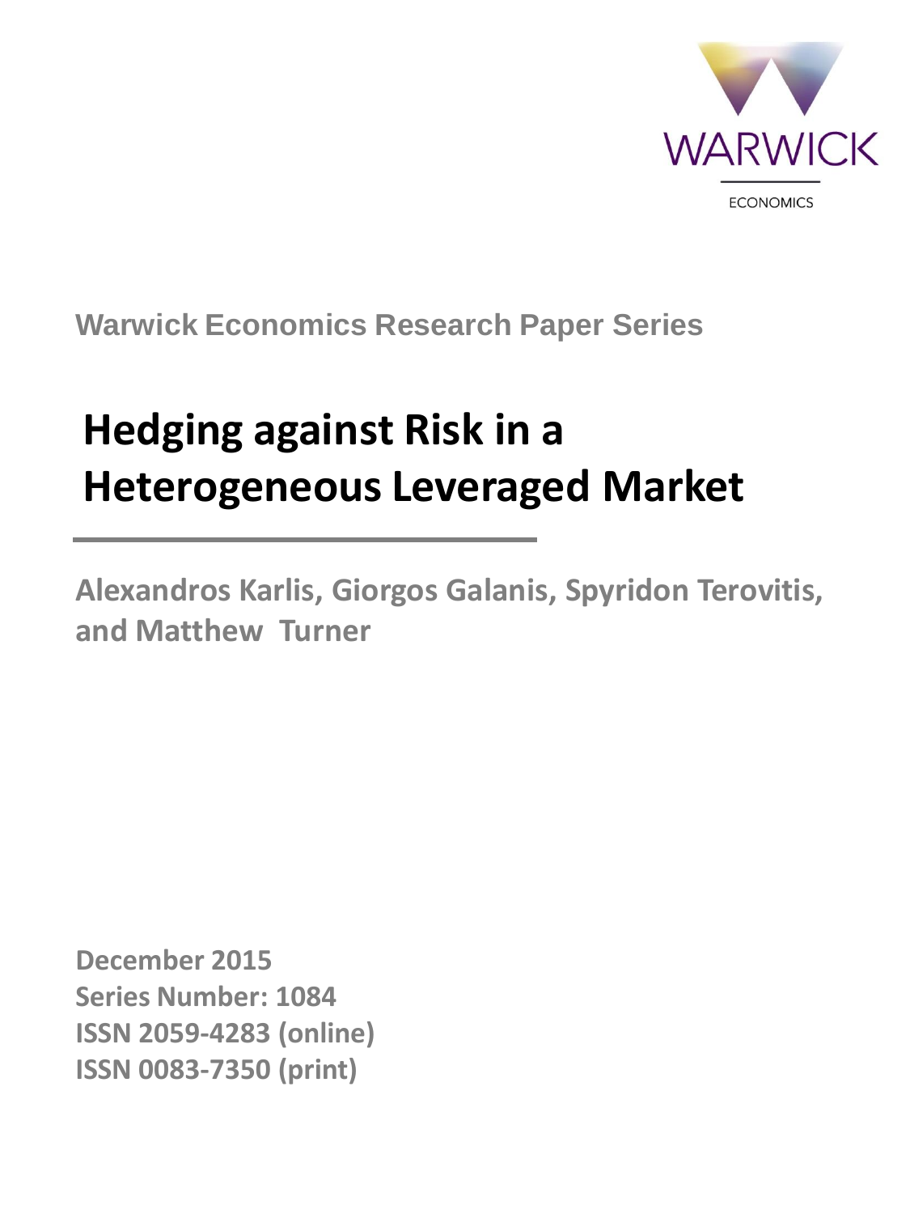Warwick Economics Research Paper Series

# Hedging against Risk in a Heterogeneous Leveraged Market

**Alexandros Karlis, Giorgos Galanis, Spyridon Terovitis, and Matthew Turner**

**December 2015**
**Series Number: 1084**
**ISSN 2059-4283 (online)**
**ISSN 0083-7350 (print)**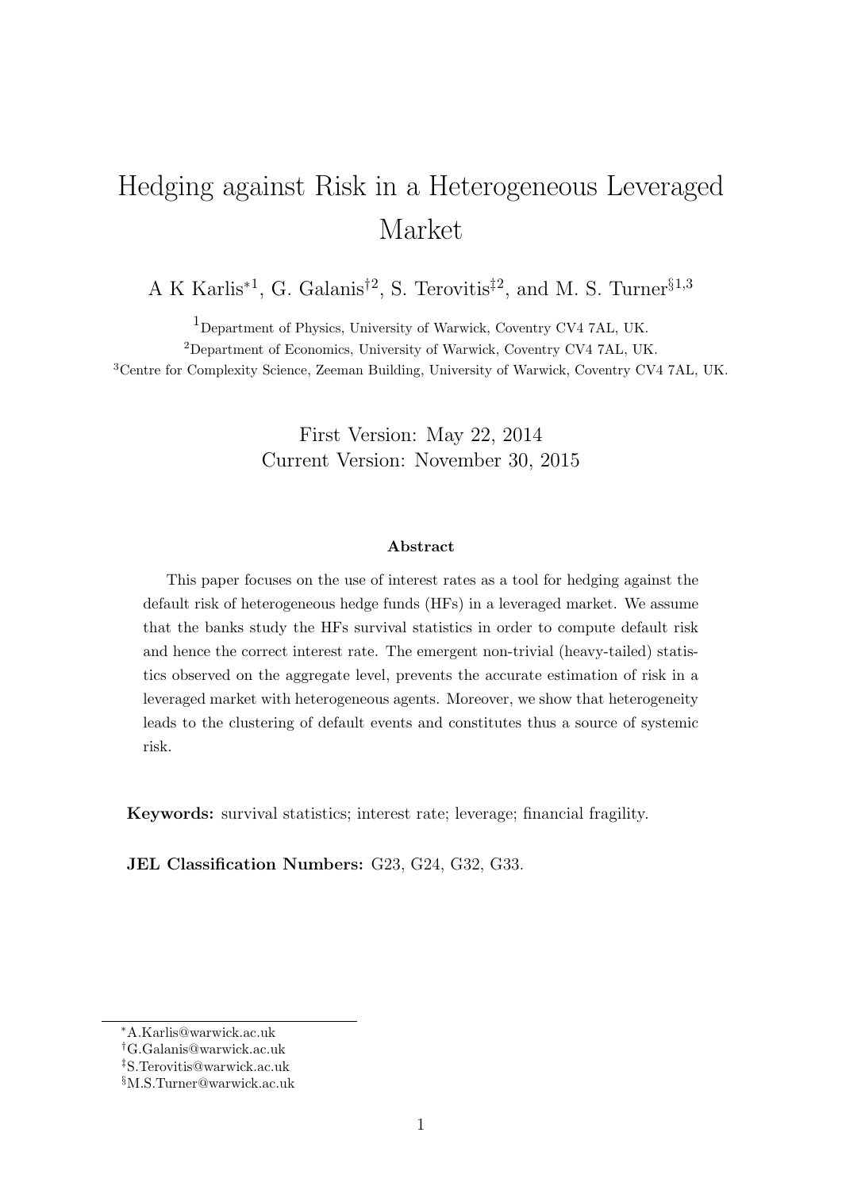# Hedging against Risk in a Heterogeneous Leveraged Market

A K Karlis*[1], G. Galanis†[2], S. Terovitis‡[2], and M. S. Turner§[1,3]

[1]Department of Physics, University of Warwick, Coventry CV4 7AL, UK.

[2]Department of Economics, University of Warwick, Coventry CV4 7AL, UK.

[3]Centre for Complexity Science, Zeeman Building, University of Warwick, Coventry CV4 7AL, UK.

First Version: May 22, 2014
Current Version: November 30, 2015

#### Abstract

This paper focuses on the use of interest rates as a tool for hedging against the default risk of heterogeneous hedge funds (HFs) in a leveraged market. We assume that the banks study the HFs survival statistics in order to compute default risk and hence the correct interest rate. The emergent non-trivial (heavy-tailed) statistics observed on the aggregate level, prevents the accurate estimation of risk in a leveraged market with heterogeneous agents. Moreover, we show that heterogeneity leads to the clustering of default events and constitutes thus a source of systemic risk.

**Keywords:** survival statistics; interest rate; leverage; financial fragility.

**JEL Classification Numbers:** G23, G24, G32, G33.

---

*A.Karlis@warwick.ac.uk

†G.Galanis@warwick.ac.uk

‡S.Terovitis@warwick.ac.uk

§M.S.Turner@warwick.ac.uk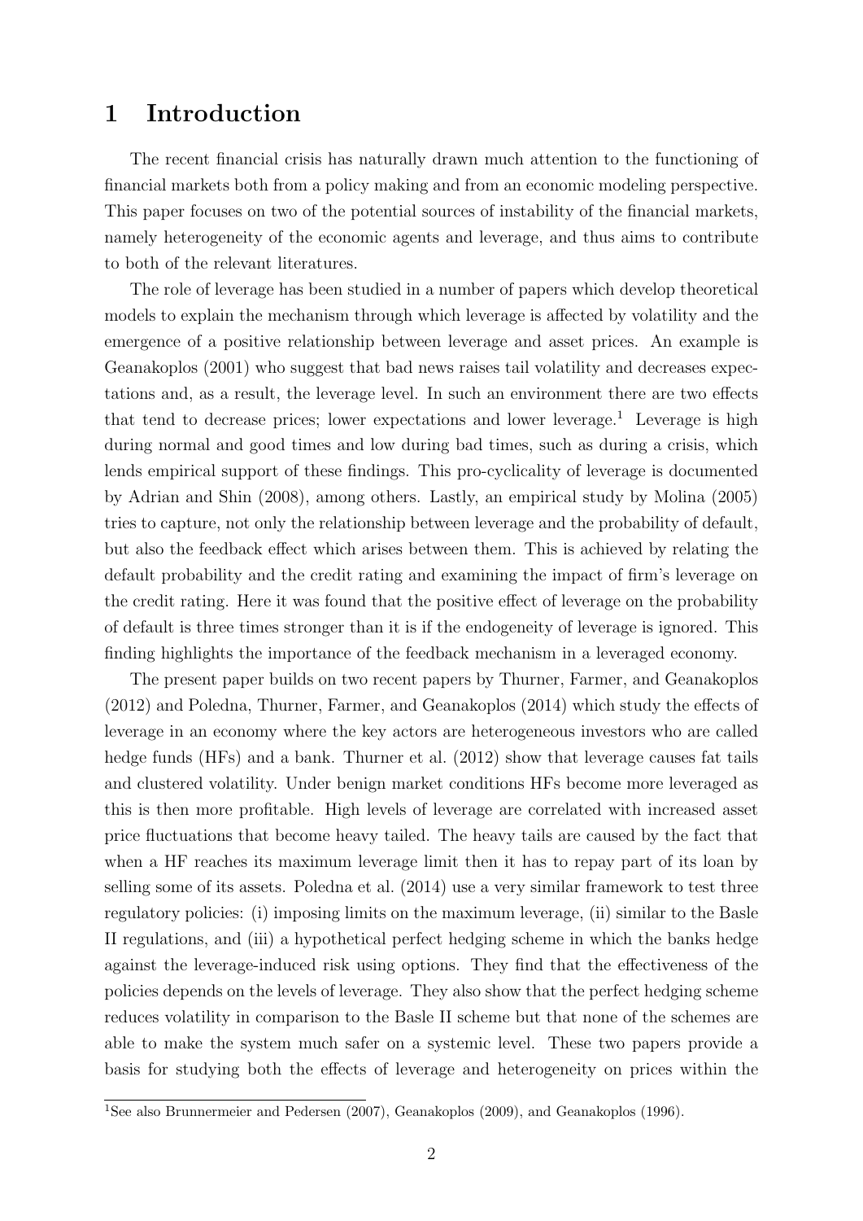# 1 Introduction

The recent financial crisis has naturally drawn much attention to the functioning of financial markets both from a policy making and from an economic modeling perspective. This paper focuses on two of the potential sources of instability of the financial markets, namely heterogeneity of the economic agents and leverage, and thus aims to contribute to both of the relevant literatures.

The role of leverage has been studied in a number of papers which develop theoretical models to explain the mechanism through which leverage is affected by volatility and the emergence of a positive relationship between leverage and asset prices. An example is Geanakoplos (2001) who suggest that bad news raises tail volatility and decreases expectations and, as a result, the leverage level. In such an environment there are two effects that tend to decrease prices; lower expectations and lower leverage.[1] Leverage is high during normal and good times and low during bad times, such as during a crisis, which lends empirical support of these findings. This pro-cyclicality of leverage is documented by Adrian and Shin (2008), among others. Lastly, an empirical study by Molina (2005) tries to capture, not only the relationship between leverage and the probability of default, but also the feedback effect which arises between them. This is achieved by relating the default probability and the credit rating and examining the impact of firm's leverage on the credit rating. Here it was found that the positive effect of leverage on the probability of default is three times stronger than it is if the endogeneity of leverage is ignored. This finding highlights the importance of the feedback mechanism in a leveraged economy.

The present paper builds on two recent papers by Thurner, Farmer, and Geanakoplos (2012) and Poledna, Thurner, Farmer, and Geanakoplos (2014) which study the effects of leverage in an economy where the key actors are heterogeneous investors who are called hedge funds (HFs) and a bank. Thurner et al. (2012) show that leverage causes fat tails and clustered volatility. Under benign market conditions HFs become more leveraged as this is then more profitable. High levels of leverage are correlated with increased asset price fluctuations that become heavy tailed. The heavy tails are caused by the fact that when a HF reaches its maximum leverage limit then it has to repay part of its loan by selling some of its assets. Poledna et al. (2014) use a very similar framework to test three regulatory policies: (i) imposing limits on the maximum leverage, (ii) similar to the Basle II regulations, and (iii) a hypothetical perfect hedging scheme in which the banks hedge against the leverage-induced risk using options. They find that the effectiveness of the policies depends on the levels of leverage. They also show that the perfect hedging scheme reduces volatility in comparison to the Basle II scheme but that none of the schemes are able to make the system much safer on a systemic level. These two papers provide a basis for studying both the effects of leverage and heterogeneity on prices within the

[1] See also Brunnermeier and Pedersen (2007), Geanakoplos (2009), and Geanakoplos (1996).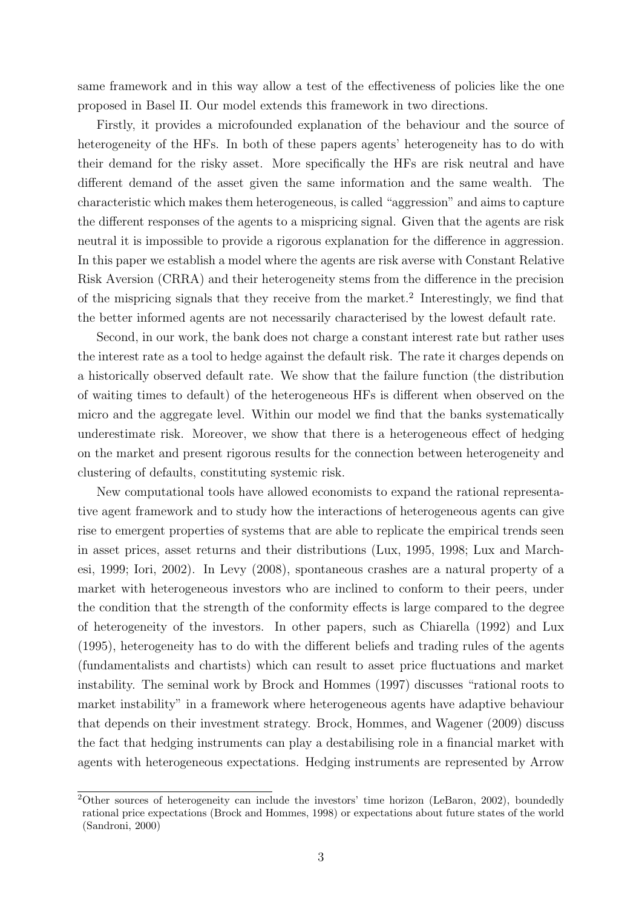same framework and in this way allow a test of the effectiveness of policies like the one proposed in Basel II. Our model extends this framework in two directions.

Firstly, it provides a microfounded explanation of the behaviour and the source of heterogeneity of the HFs. In both of these papers agents' heterogeneity has to do with their demand for the risky asset. More specifically the HFs are risk neutral and have different demand of the asset given the same information and the same wealth. The characteristic which makes them heterogeneous, is called "aggression" and aims to capture the different responses of the agents to a mispricing signal. Given that the agents are risk neutral it is impossible to provide a rigorous explanation for the difference in aggression. In this paper we establish a model where the agents are risk averse with Constant Relative Risk Aversion (CRRA) and their heterogeneity stems from the difference in the precision of the mispricing signals that they receive from the market.[2] Interestingly, we find that the better informed agents are not necessarily characterised by the lowest default rate.

Second, in our work, the bank does not charge a constant interest rate but rather uses the interest rate as a tool to hedge against the default risk. The rate it charges depends on a historically observed default rate. We show that the failure function (the distribution of waiting times to default) of the heterogeneous HFs is different when observed on the micro and the aggregate level. Within our model we find that the banks systematically underestimate risk. Moreover, we show that there is a heterogeneous effect of hedging on the market and present rigorous results for the connection between heterogeneity and clustering of defaults, constituting systemic risk.

New computational tools have allowed economists to expand the rational representative agent framework and to study how the interactions of heterogeneous agents can give rise to emergent properties of systems that are able to replicate the empirical trends seen in asset prices, asset returns and their distributions (Lux, 1995, 1998; Lux and Marchesi, 1999; Iori, 2002). In Levy (2008), spontaneous crashes are a natural property of a market with heterogeneous investors who are inclined to conform to their peers, under the condition that the strength of the conformity effects is large compared to the degree of heterogeneity of the investors. In other papers, such as Chiarella (1992) and Lux (1995), heterogeneity has to do with the different beliefs and trading rules of the agents (fundamentalists and chartists) which can result to asset price fluctuations and market instability. The seminal work by Brock and Hommes (1997) discusses "rational roots to market instability" in a framework where heterogeneous agents have adaptive behaviour that depends on their investment strategy. Brock, Hommes, and Wagener (2009) discuss the fact that hedging instruments can play a destabilising role in a financial market with agents with heterogeneous expectations. Hedging instruments are represented by Arrow

[2] Other sources of heterogeneity can include the investors' time horizon (LeBaron, 2002), boundedly rational price expectations (Brock and Hommes, 1998) or expectations about future states of the world (Sandroni, 2000)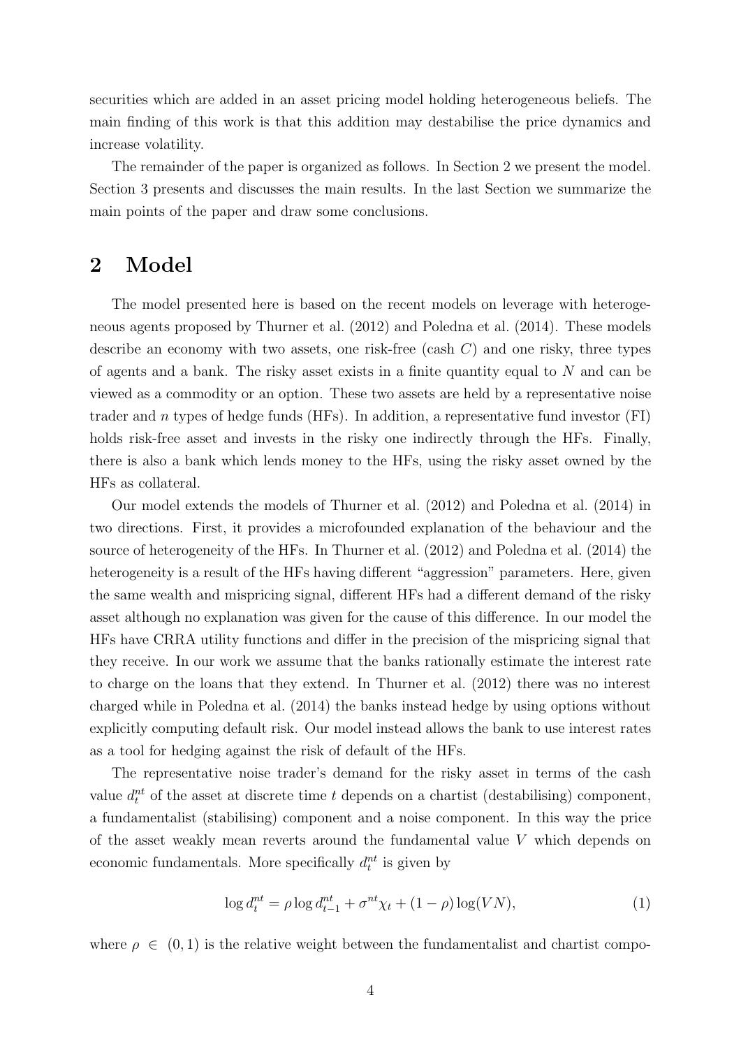securities which are added in an asset pricing model holding heterogeneous beliefs. The main finding of this work is that this addition may destabilise the price dynamics and increase volatility.

The remainder of the paper is organized as follows. In Section 2 we present the model. Section 3 presents and discusses the main results. In the last Section we summarize the main points of the paper and draw some conclusions.

## 2 Model

The model presented here is based on the recent models on leverage with heterogeneous agents proposed by Thurner et al. (2012) and Poledna et al. (2014). These models describe an economy with two assets, one risk-free (cash $C$) and one risky, three types of agents and a bank. The risky asset exists in a finite quantity equal to $N$ and can be viewed as a commodity or an option. These two assets are held by a representative noise trader and $n$ types of hedge funds (HFs). In addition, a representative fund investor (FI) holds risk-free asset and invests in the risky one indirectly through the HFs. Finally, there is also a bank which lends money to the HFs, using the risky asset owned by the HFs as collateral.

Our model extends the models of Thurner et al. (2012) and Poledna et al. (2014) in two directions. First, it provides a microfounded explanation of the behaviour and the source of heterogeneity of the HFs. In Thurner et al. (2012) and Poledna et al. (2014) the heterogeneity is a result of the HFs having different "aggression" parameters. Here, given the same wealth and mispricing signal, different HFs had a different demand of the risky asset although no explanation was given for the cause of this difference. In our model the HFs have CRRA utility functions and differ in the precision of the mispricing signal that they receive. In our work we assume that the banks rationally estimate the interest rate to charge on the loans that they extend. In Thurner et al. (2012) there was no interest charged while in Poledna et al. (2014) the banks instead hedge by using options without explicitly computing default risk. Our model instead allows the bank to use interest rates as a tool for hedging against the risk of default of the HFs.

The representative noise trader's demand for the risky asset in terms of the cash value $d_t^{nt}$ of the asset at discrete time $t$ depends on a chartist (destabilising) component, a fundamentalist (stabilising) component and a noise component. In this way the price of the asset weakly mean reverts around the fundamental value $V$ which depends on economic fundamentals. More specifically $d_t^{nt}$ is given by

$$\log d_t^{nt} = \rho \log d_{t-1}^{nt} + \sigma^{nt}\chi_t + (1-\rho)\log(VN), \tag{1}$$

where $\rho \in (0,1)$ is the relative weight between the fundamentalist and chartist compo-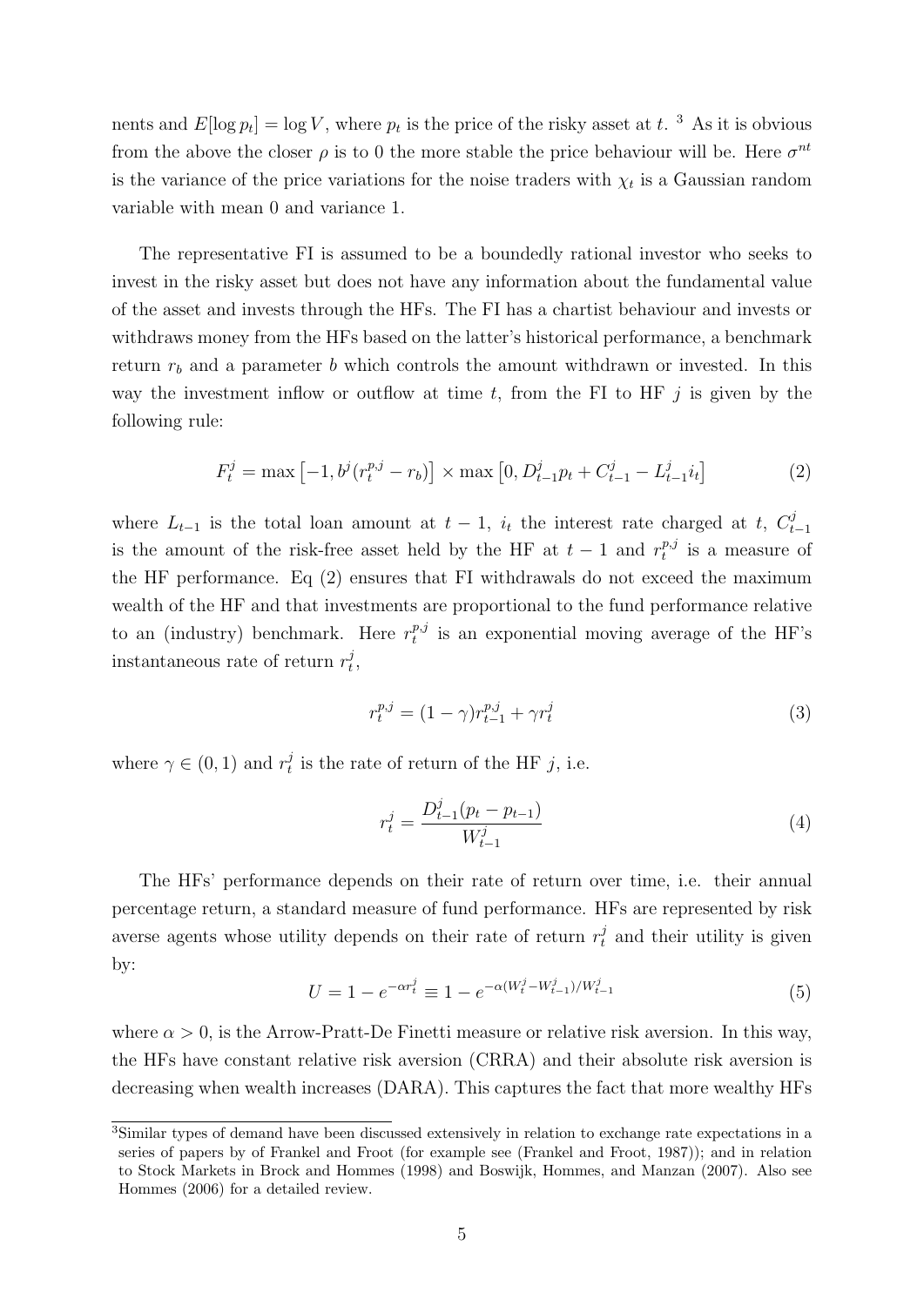nents and $E[\log p_t] = \log V$, where $p_t$ is the price of the risky asset at $t$. [3] As it is obvious from the above the closer $\rho$ is to 0 the more stable the price behaviour will be. Here $\sigma^{nt}$ is the variance of the price variations for the noise traders with $\chi_t$ is a Gaussian random variable with mean 0 and variance 1.

The representative FI is assumed to be a boundedly rational investor who seeks to invest in the risky asset but does not have any information about the fundamental value of the asset and invests through the HFs. The FI has a chartist behaviour and invests or withdraws money from the HFs based on the latter's historical performance, a benchmark return $r_b$ and a parameter $b$ which controls the amount withdrawn or invested. In this way the investment inflow or outflow at time $t$, from the FI to HF $j$ is given by the following rule:

$$F_t^j = \max\left[-1, b^j(r_t^{p,j} - r_b)\right] \times \max\left[0, D_{t-1}^j p_t + C_{t-1}^j - L_{t-1}^j i_t\right] \tag{2}$$

where $L_{t-1}$ is the total loan amount at $t-1$, $i_t$ the interest rate charged at $t$, $C_{t-1}^j$ is the amount of the risk-free asset held by the HF at $t-1$ and $r_t^{p,j}$ is a measure of the HF performance. Eq (2) ensures that FI withdrawals do not exceed the maximum wealth of the HF and that investments are proportional to the fund performance relative to an (industry) benchmark. Here $r_t^{p,j}$ is an exponential moving average of the HF's instantaneous rate of return $r_t^j$,

$$r_t^{p,j} = (1-\gamma) r_{t-1}^{p,j} + \gamma r_t^j \tag{3}$$

where $\gamma \in (0, 1)$ and $r_t^j$ is the rate of return of the HF $j$, i.e.

$$r_t^j = \frac{D_{t-1}^j (p_t - p_{t-1})}{W_{t-1}^j} \tag{4}$$

The HFs' performance depends on their rate of return over time, i.e. their annual percentage return, a standard measure of fund performance. HFs are represented by risk averse agents whose utility depends on their rate of return $r_t^j$ and their utility is given by:

$$U = 1 - e^{-\alpha r_t^j} \equiv 1 - e^{-\alpha (W_t^j - W_{t-1}^j)/W_{t-1}^j} \tag{5}$$

where $\alpha > 0$, is the Arrow-Pratt-De Finetti measure or relative risk aversion. In this way, the HFs have constant relative risk aversion (CRRA) and their absolute risk aversion is decreasing when wealth increases (DARA). This captures the fact that more wealthy HFs

[3] Similar types of demand have been discussed extensively in relation to exchange rate expectations in a series of papers by of Frankel and Froot (for example see (Frankel and Froot, 1987)); and in relation to Stock Markets in Brock and Hommes (1998) and Boswijk, Hommes, and Manzan (2007). Also see Hommes (2006) for a detailed review.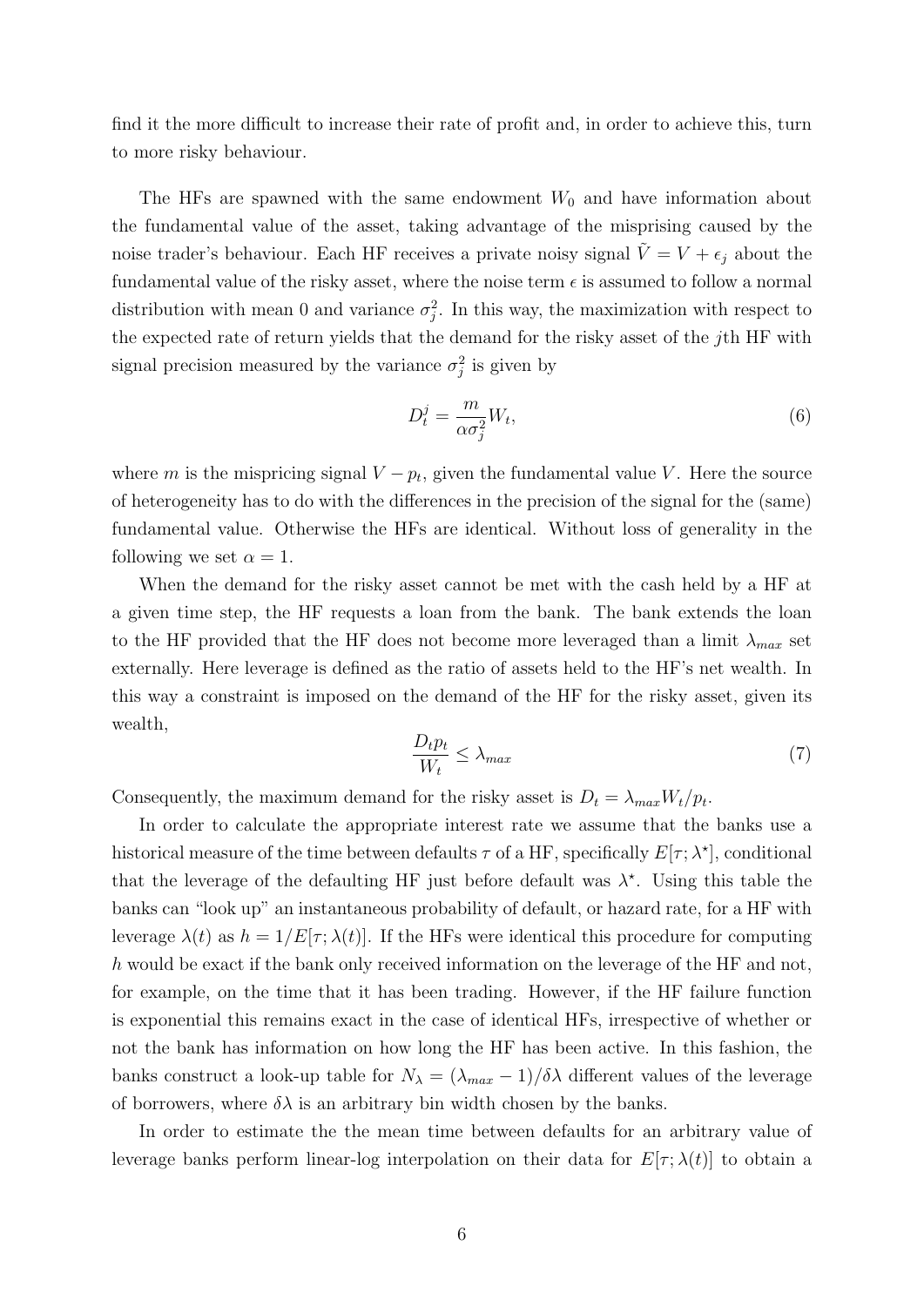find it the more difficult to increase their rate of profit and, in order to achieve this, turn to more risky behaviour.

The HFs are spawned with the same endowment $W_0$ and have information about the fundamental value of the asset, taking advantage of the misprising caused by the noise trader's behaviour. Each HF receives a private noisy signal $\tilde{V} = V + \epsilon_j$ about the fundamental value of the risky asset, where the noise term $\epsilon$ is assumed to follow a normal distribution with mean 0 and variance $\sigma_j^2$. In this way, the maximization with respect to the expected rate of return yields that the demand for the risky asset of the $j$th HF with signal precision measured by the variance $\sigma_j^2$ is given by

$$D_t^j = \frac{m}{\alpha \sigma_j^2} W_t, \tag{6}$$

where $m$ is the mispricing signal $V - p_t$, given the fundamental value $V$. Here the source of heterogeneity has to do with the differences in the precision of the signal for the (same) fundamental value. Otherwise the HFs are identical. Without loss of generality in the following we set $\alpha = 1$.

When the demand for the risky asset cannot be met with the cash held by a HF at a given time step, the HF requests a loan from the bank. The bank extends the loan to the HF provided that the HF does not become more leveraged than a limit $\lambda_{max}$ set externally. Here leverage is defined as the ratio of assets held to the HF's net wealth. In this way a constraint is imposed on the demand of the HF for the risky asset, given its wealth,

$$\frac{D_t p_t}{W_t} \leq \lambda_{max} \tag{7}$$

Consequently, the maximum demand for the risky asset is $D_t = \lambda_{max} W_t / p_t$.

In order to calculate the appropriate interest rate we assume that the banks use a historical measure of the time between defaults $\tau$ of a HF, specifically $E[\tau; \lambda^\star]$, conditional that the leverage of the defaulting HF just before default was $\lambda^\star$. Using this table the banks can "look up" an instantaneous probability of default, or hazard rate, for a HF with leverage $\lambda(t)$ as $h = 1/E[\tau; \lambda(t)]$. If the HFs were identical this procedure for computing $h$ would be exact if the bank only received information on the leverage of the HF and not, for example, on the time that it has been trading. However, if the HF failure function is exponential this remains exact in the case of identical HFs, irrespective of whether or not the bank has information on how long the HF has been active. In this fashion, the banks construct a look-up table for $N_\lambda = (\lambda_{max} - 1)/\delta\lambda$ different values of the leverage of borrowers, where $\delta\lambda$ is an arbitrary bin width chosen by the banks.

In order to estimate the the mean time between defaults for an arbitrary value of leverage banks perform linear-log interpolation on their data for $E[\tau; \lambda(t)]$ to obtain a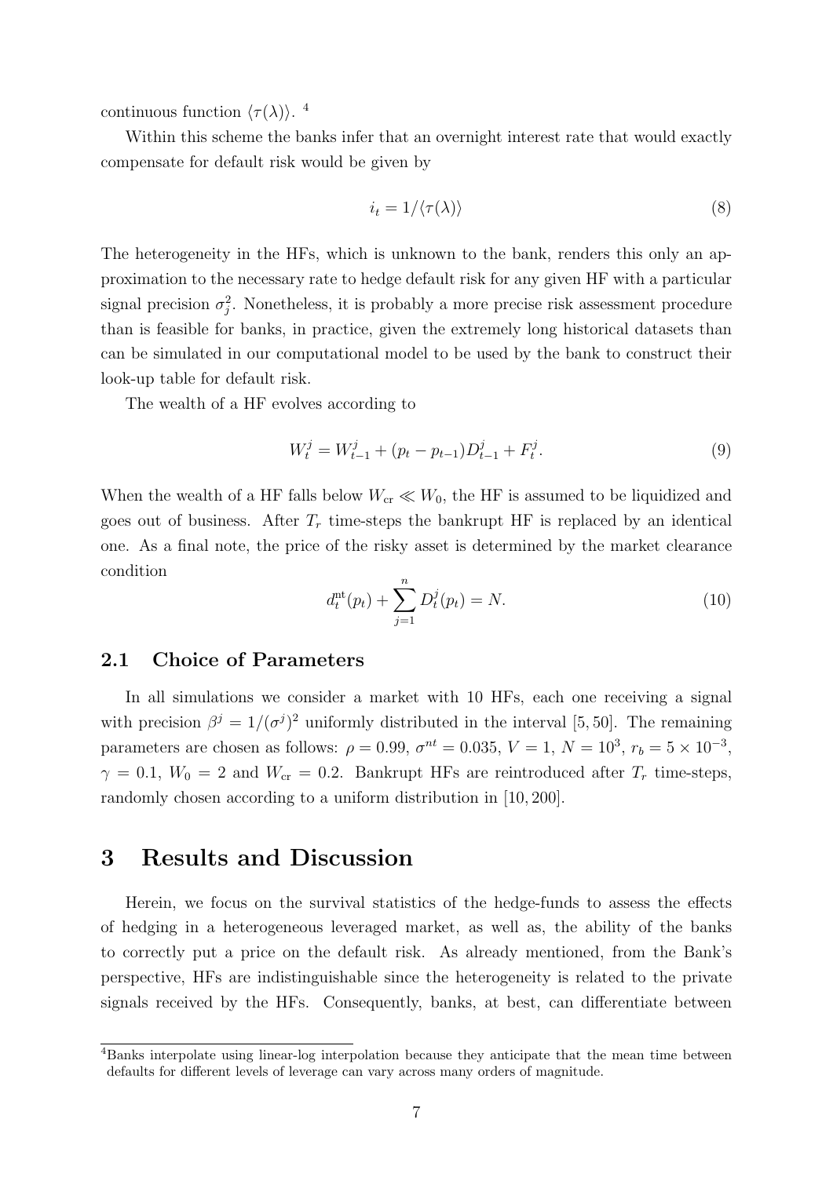continuous function $\langle \tau(\lambda) \rangle$. [4]

Within this scheme the banks infer that an overnight interest rate that would exactly compensate for default risk would be given by

$$i_t = 1/\langle \tau(\lambda) \rangle \tag{8}$$

The heterogeneity in the HFs, which is unknown to the bank, renders this only an approximation to the necessary rate to hedge default risk for any given HF with a particular signal precision $\sigma_j^2$. Nonetheless, it is probably a more precise risk assessment procedure than is feasible for banks, in practice, given the extremely long historical datasets than can be simulated in our computational model to be used by the bank to construct their look-up table for default risk.

The wealth of a HF evolves according to

$$W_t^j = W_{t-1}^j + (p_t - p_{t-1}) D_{t-1}^j + F_t^j. \tag{9}$$

When the wealth of a HF falls below $W_{\rm cr} \ll W_0$, the HF is assumed to be liquidized and goes out of business. After $T_r$ time-steps the bankrupt HF is replaced by an identical one. As a final note, the price of the risky asset is determined by the market clearance condition

$$d_t^{\rm mt}(p_t) + \sum_{j=1}^{n} D_t^j(p_t) = N. \tag{10}$$

### 2.1 Choice of Parameters

In all simulations we consider a market with 10 HFs, each one receiving a signal with precision $\beta^j = 1/(\sigma^j)^2$ uniformly distributed in the interval $[5, 50]$. The remaining parameters are chosen as follows: $\rho = 0.99$, $\sigma^{nt} = 0.035$, $V = 1$, $N = 10^3$, $r_b = 5 \times 10^{-3}$, $\gamma = 0.1$, $W_0 = 2$ and $W_{\rm cr} = 0.2$. Bankrupt HFs are reintroduced after $T_r$ time-steps, randomly chosen according to a uniform distribution in $[10, 200]$.

## 3 Results and Discussion

Herein, we focus on the survival statistics of the hedge-funds to assess the effects of hedging in a heterogeneous leveraged market, as well as, the ability of the banks to correctly put a price on the default risk. As already mentioned, from the Bank's perspective, HFs are indistinguishable since the heterogeneity is related to the private signals received by the HFs. Consequently, banks, at best, can differentiate between

[4] Banks interpolate using linear-log interpolation because they anticipate that the mean time between defaults for different levels of leverage can vary across many orders of magnitude.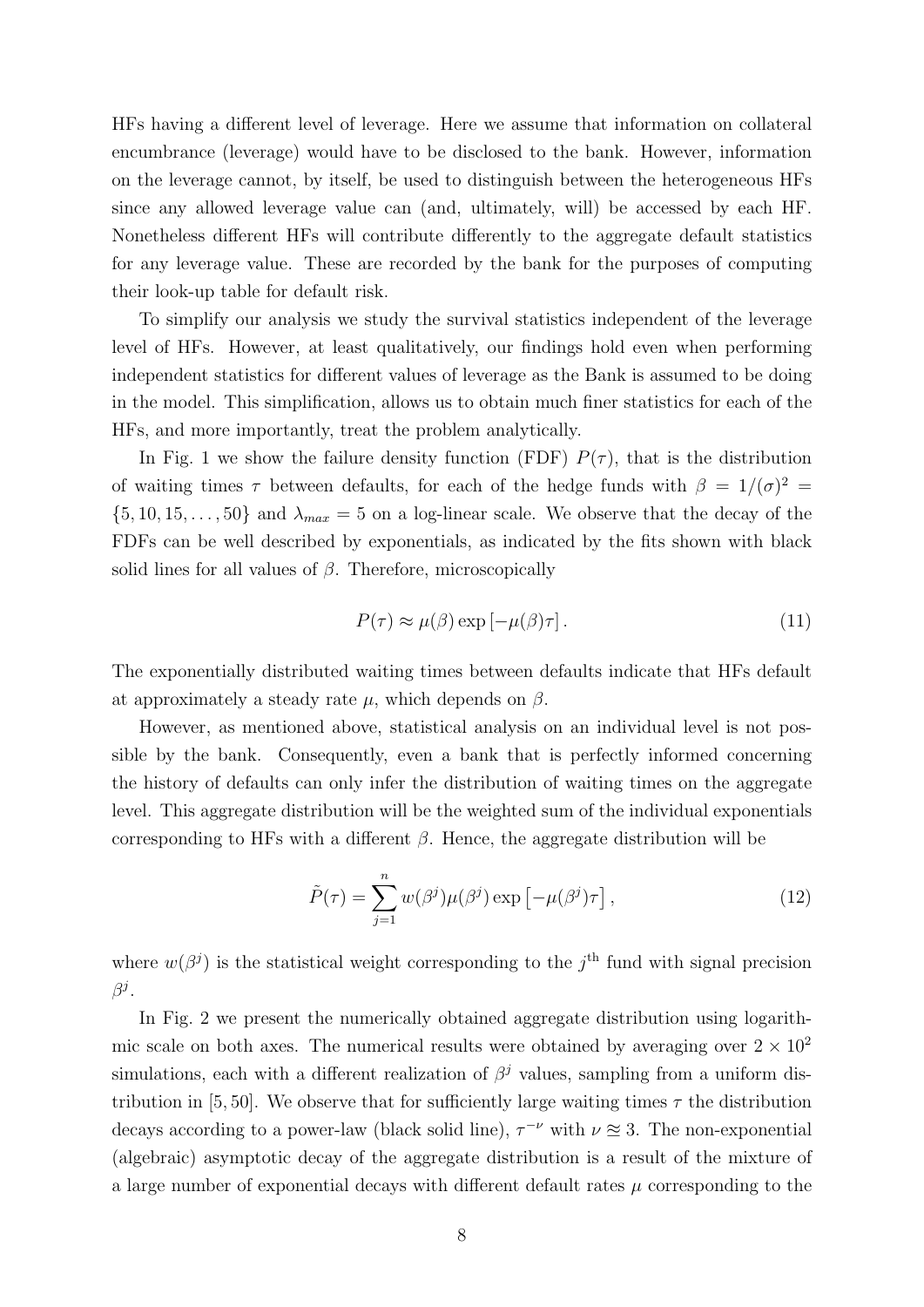HFs having a different level of leverage. Here we assume that information on collateral encumbrance (leverage) would have to be disclosed to the bank. However, information on the leverage cannot, by itself, be used to distinguish between the heterogeneous HFs since any allowed leverage value can (and, ultimately, will) be accessed by each HF. Nonetheless different HFs will contribute differently to the aggregate default statistics for any leverage value. These are recorded by the bank for the purposes of computing their look-up table for default risk.

To simplify our analysis we study the survival statistics independent of the leverage level of HFs. However, at least qualitatively, our findings hold even when performing independent statistics for different values of leverage as the Bank is assumed to be doing in the model. This simplification, allows us to obtain much finer statistics for each of the HFs, and more importantly, treat the problem analytically.

In Fig. 1 we show the failure density function (FDF) $P(\tau)$, that is the distribution of waiting times $\tau$ between defaults, for each of the hedge funds with $\beta = 1/(\sigma)^2 = \{5, 10, 15, \dots, 50\}$ and $\lambda_{max} = 5$ on a log-linear scale. We observe that the decay of the FDFs can be well described by exponentials, as indicated by the fits shown with black solid lines for all values of $\beta$. Therefore, microscopically

$$P(\tau) \approx \mu(\beta) \exp\left[-\mu(\beta)\tau\right]. \tag{11}$$

The exponentially distributed waiting times between defaults indicate that HFs default at approximately a steady rate $\mu$, which depends on $\beta$.

However, as mentioned above, statistical analysis on an individual level is not possible by the bank. Consequently, even a bank that is perfectly informed concerning the history of defaults can only infer the distribution of waiting times on the aggregate level. This aggregate distribution will be the weighted sum of the individual exponentials corresponding to HFs with a different $\beta$. Hence, the aggregate distribution will be

$$\tilde{P}(\tau) = \sum_{j=1}^{n} w(\beta^j)\mu(\beta^j) \exp\left[-\mu(\beta^j)\tau\right], \tag{12}$$

where $w(\beta^j)$ is the statistical weight corresponding to the $j^{\text{th}}$ fund with signal precision $\beta^j$.

In Fig. 2 we present the numerically obtained aggregate distribution using logarithmic scale on both axes. The numerical results were obtained by averaging over $2 \times 10^2$ simulations, each with a different realization of $\beta^j$ values, sampling from a uniform distribution in $[5, 50]$. We observe that for sufficiently large waiting times $\tau$ the distribution decays according to a power-law (black solid line), $\tau^{-\nu}$ with $\nu \approxeq 3$. The non-exponential (algebraic) asymptotic decay of the aggregate distribution is a result of the mixture of a large number of exponential decays with different default rates $\mu$ corresponding to the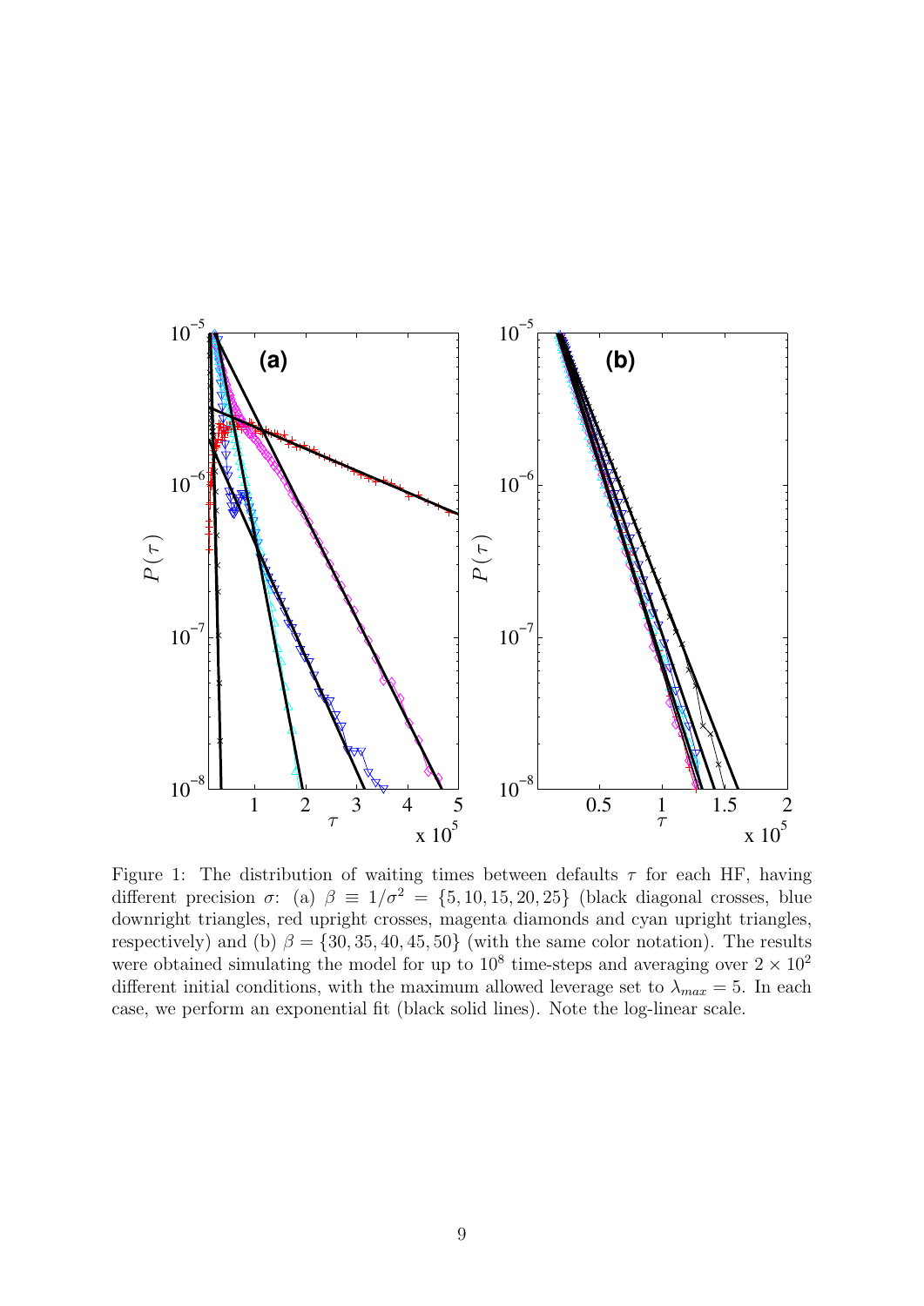Figure 1: The distribution of waiting times between defaults $\tau$ for each HF, having different precision $\sigma$: (a) $\beta \equiv 1/\sigma^2 = \{5, 10, 15, 20, 25\}$ (black diagonal crosses, blue downright triangles, red upright crosses, magenta diamonds and cyan upright triangles, respectively) and (b) $\beta = \{30, 35, 40, 45, 50\}$ (with the same color notation). The results were obtained simulating the model for up to $10^8$ time-steps and averaging over $2 \times 10^2$ different initial conditions, with the maximum allowed leverage set to $\lambda_{max} = 5$. In each case, we perform an exponential fit (black solid lines). Note the log-linear scale.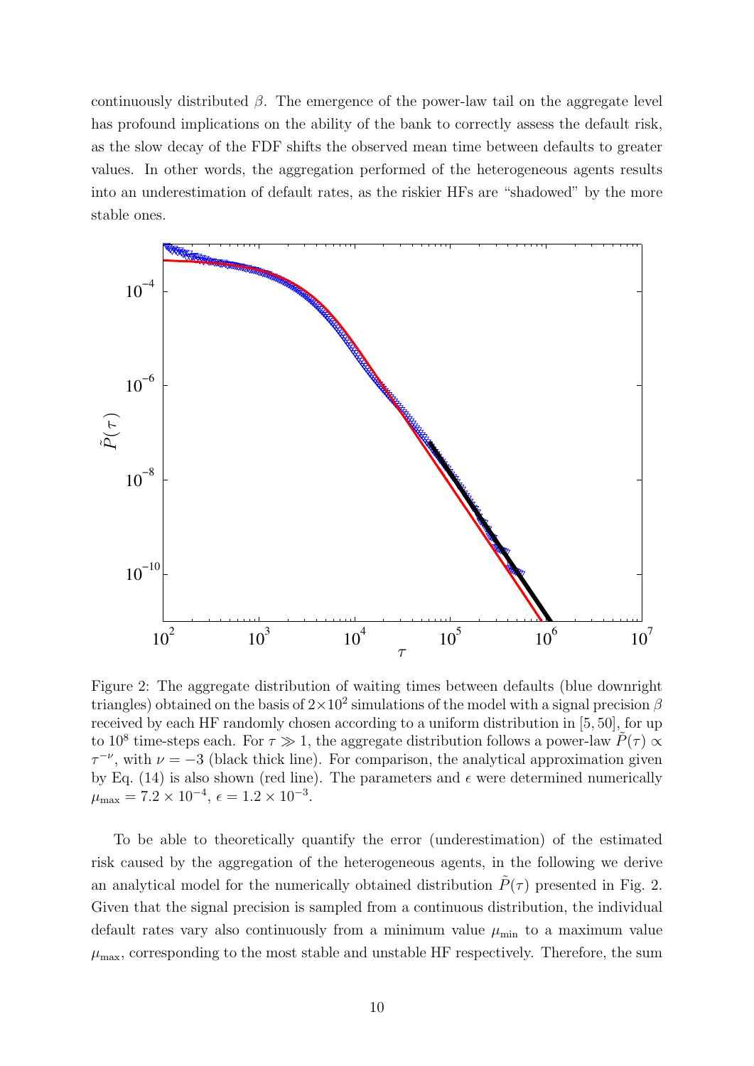continuously distributed $\beta$. The emergence of the power-law tail on the aggregate level has profound implications on the ability of the bank to correctly assess the default risk, as the slow decay of the FDF shifts the observed mean time between defaults to greater values. In other words, the aggregation performed of the heterogeneous agents results into an underestimation of default rates, as the riskier HFs are "shadowed" by the more stable ones.

Figure 2: The aggregate distribution of waiting times between defaults (blue downright triangles) obtained on the basis of $2\times10^2$ simulations of the model with a signal precision $\beta$ received by each HF randomly chosen according to a uniform distribution in $[5, 50]$, for up to $10^8$ time-steps each. For $\tau \gg 1$, the aggregate distribution follows a power-law $\tilde{P}(\tau) \propto \tau^{-\nu}$, with $\nu = -3$ (black thick line). For comparison, the analytical approximation given by Eq. (14) is also shown (red line). The parameters and $\epsilon$ were determined numerically $\mu_{\max} = 7.2 \times 10^{-4}$, $\epsilon = 1.2 \times 10^{-3}$.

To be able to theoretically quantify the error (underestimation) of the estimated risk caused by the aggregation of the heterogeneous agents, in the following we derive an analytical model for the numerically obtained distribution $\tilde{P}(\tau)$ presented in Fig. 2. Given that the signal precision is sampled from a continuous distribution, the individual default rates vary also continuously from a minimum value $\mu_{\min}$ to a maximum value $\mu_{\max}$, corresponding to the most stable and unstable HF respectively. Therefore, the sum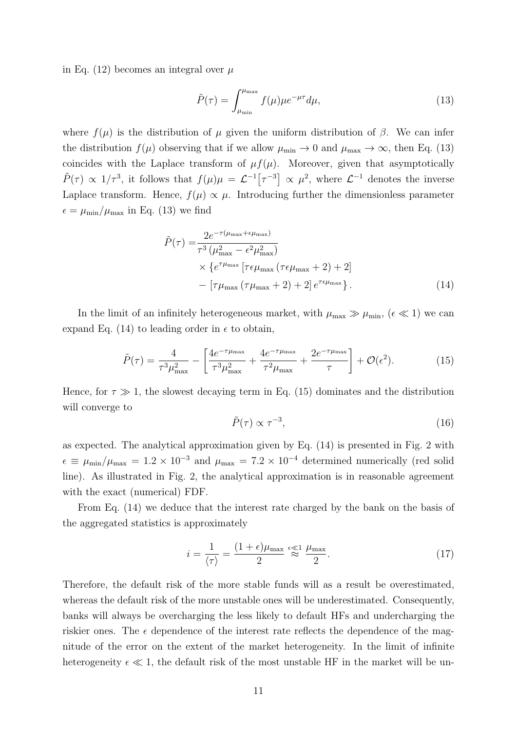in Eq. (12) becomes an integral over $\mu$

$$\tilde{P}(\tau) = \int_{\mu_{\min}}^{\mu_{\max}} f(\mu)\mu e^{-\mu\tau} d\mu, \tag{13}$$

where $f(\mu)$ is the distribution of $\mu$ given the uniform distribution of $\beta$. We can infer the distribution $f(\mu)$ observing that if we allow $\mu_{\min} \to 0$ and $\mu_{\max} \to \infty$, then Eq. (13) coincides with the Laplace transform of $\mu f(\mu)$. Moreover, given that asymptotically $\tilde{P}(\tau) \propto 1/\tau^3$, it follows that $f(\mu)\mu = \mathcal{L}^{-1}\big[\tau^{-3}\big] \propto \mu^2$, where $\mathcal{L}^{-1}$ denotes the inverse Laplace transform. Hence, $f(\mu) \propto \mu$. Introducing further the dimensionless parameter $\epsilon = \mu_{\min}/\mu_{\max}$ in Eq. (13) we find

$$\begin{aligned}\tilde{P}(\tau) =& \frac{2e^{-\tau(\mu_{\max}+\epsilon\mu_{\max})}}{\tau^3\left(\mu_{\max}^2 - \epsilon^2\mu_{\max}^2\right)} \\ & \times \left\{e^{\tau\mu_{\max}}\left[\tau\epsilon\mu_{\max}\left(\tau\epsilon\mu_{\max}+2\right)+2\right]\right. \\ & \left. - \left[\tau\mu_{\max}\left(\tau\mu_{\max}+2\right)+2\right]e^{\tau\epsilon\mu_{\max}}\right\}. \end{aligned} \tag{14}$$

In the limit of an infinitely heterogeneous market, with $\mu_{\max} \gg \mu_{\min}$, ($\epsilon \ll 1$) we can expand Eq. (14) to leading order in $\epsilon$ to obtain,

$$\tilde{P}(\tau) = \frac{4}{\tau^3\mu_{\max}^2} - \left[\frac{4e^{-\tau\mu_{\max}}}{\tau^3\mu_{\max}^2} + \frac{4e^{-\tau\mu_{\max}}}{\tau^2\mu_{\max}} + \frac{2e^{-\tau\mu_{\max}}}{\tau}\right] + \mathcal{O}(\epsilon^2). \tag{15}$$

Hence, for $\tau \gg 1$, the slowest decaying term in Eq. (15) dominates and the distribution will converge to

$$\tilde{P}(\tau) \propto \tau^{-3}, \tag{16}$$

as expected. The analytical approximation given by Eq. (14) is presented in Fig. 2 with $\epsilon \equiv \mu_{\min}/\mu_{\max} = 1.2 \times 10^{-3}$ and $\mu_{\max} = 7.2 \times 10^{-4}$ determined numerically (red solid line). As illustrated in Fig. 2, the analytical approximation is in reasonable agreement with the exact (numerical) FDF.

From Eq. (14) we deduce that the interest rate charged by the bank on the basis of the aggregated statistics is approximately

$$i = \frac{1}{\langle\tau\rangle} = \frac{(1+\epsilon)\mu_{\max}}{2} \overset{\epsilon\ll 1}{\approx} \frac{\mu_{\max}}{2}. \tag{17}$$

Therefore, the default risk of the more stable funds will as a result be overestimated, whereas the default risk of the more unstable ones will be underestimated. Consequently, banks will always be overcharging the less likely to default HFs and undercharging the riskier ones. The $\epsilon$ dependence of the interest rate reflects the dependence of the magnitude of the error on the extent of the market heterogeneity. In the limit of infinite heterogeneity $\epsilon \ll 1$, the default risk of the most unstable HF in the market will be un-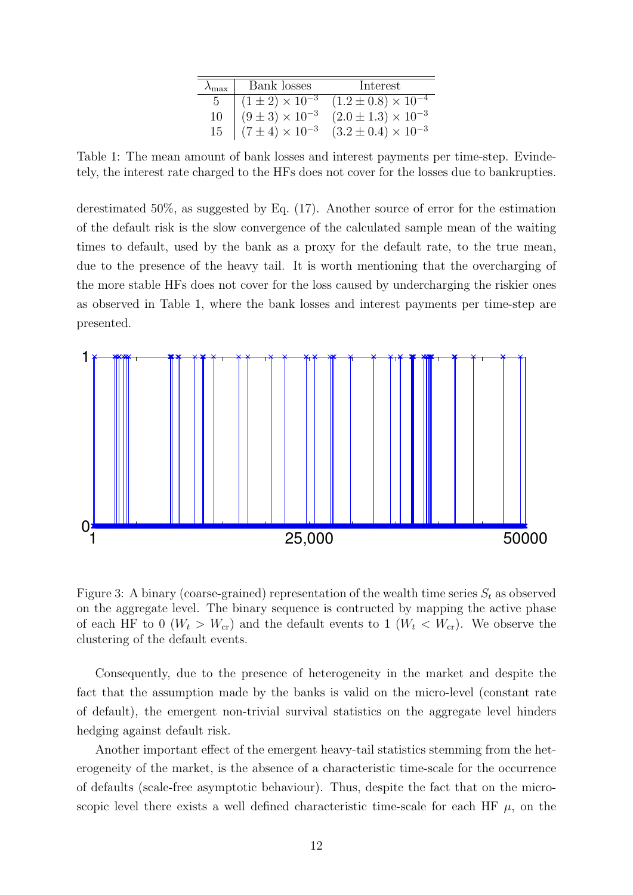| $\lambda_{\max}$ | Bank losses | Interest |
|---|---|---|
| 5 | $(1 \pm 2) \times 10^{-3}$ | $(1.2 \pm 0.8) \times 10^{-4}$ |
| 10 | $(9 \pm 3) \times 10^{-3}$ | $(2.0 \pm 1.3) \times 10^{-3}$ |
| 15 | $(7 \pm 4) \times 10^{-3}$ | $(3.2 \pm 0.4) \times 10^{-3}$ |

Table 1: The mean amount of bank losses and interest payments per time-step. Evindetely, the interest rate charged to the HFs does not cover for the losses due to bankrupties.

derestimated 50%, as suggested by Eq. (17). Another source of error for the estimation of the default risk is the slow convergence of the calculated sample mean of the waiting times to default, used by the bank as a proxy for the default rate, to the true mean, due to the presence of the heavy tail. It is worth mentioning that the overcharging of the more stable HFs does not cover for the loss caused by undercharging the riskier ones as observed in Table 1, where the bank losses and interest payments per time-step are presented.

Figure 3: A binary (coarse-grained) representation of the wealth time series $S_t$ as observed on the aggregate level. The binary sequence is contructed by mapping the active phase of each HF to 0 ($W_t > W_{\rm cr}$) and the default events to 1 ($W_t < W_{\rm cr}$). We observe the clustering of the default events.

Consequently, due to the presence of heterogeneity in the market and despite the fact that the assumption made by the banks is valid on the micro-level (constant rate of default), the emergent non-trivial survival statistics on the aggregate level hinders hedging against default risk.

Another important effect of the emergent heavy-tail statistics stemming from the heterogeneity of the market, is the absence of a characteristic time-scale for the occurrence of defaults (scale-free asymptotic behaviour). Thus, despite the fact that on the microscopic level there exists a well defined characteristic time-scale for each HF $\mu$, on the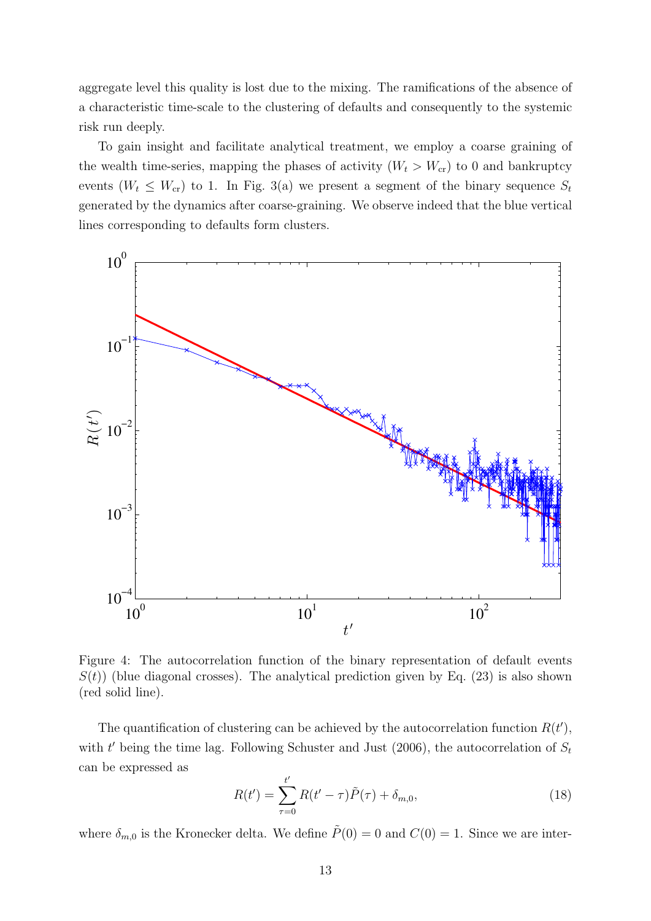aggregate level this quality is lost due to the mixing. The ramifications of the absence of a characteristic time-scale to the clustering of defaults and consequently to the systemic risk run deeply.

To gain insight and facilitate analytical treatment, we employ a coarse graining of the wealth time-series, mapping the phases of activity ($W_t > W_{\rm cr}$) to 0 and bankruptcy events ($W_t \leq W_{\rm cr}$) to 1. In Fig. 3(a) we present a segment of the binary sequence $S_t$ generated by the dynamics after coarse-graining. We observe indeed that the blue vertical lines corresponding to defaults form clusters.

Figure 4: The autocorrelation function of the binary representation of default events $S(t)$) (blue diagonal crosses). The analytical prediction given by Eq. (23) is also shown (red solid line).

The quantification of clustering can be achieved by the autocorrelation function $R(t')$, with $t'$ being the time lag. Following Schuster and Just (2006), the autocorrelation of $S_t$ can be expressed as

$$R(t') = \sum_{\tau=0}^{t'} R(t' - \tau)\tilde{P}(\tau) + \delta_{m,0}, \tag{18}$$

where $\delta_{m,0}$ is the Kronecker delta. We define $\tilde{P}(0) = 0$ and $C(0) = 1$. Since we are inter-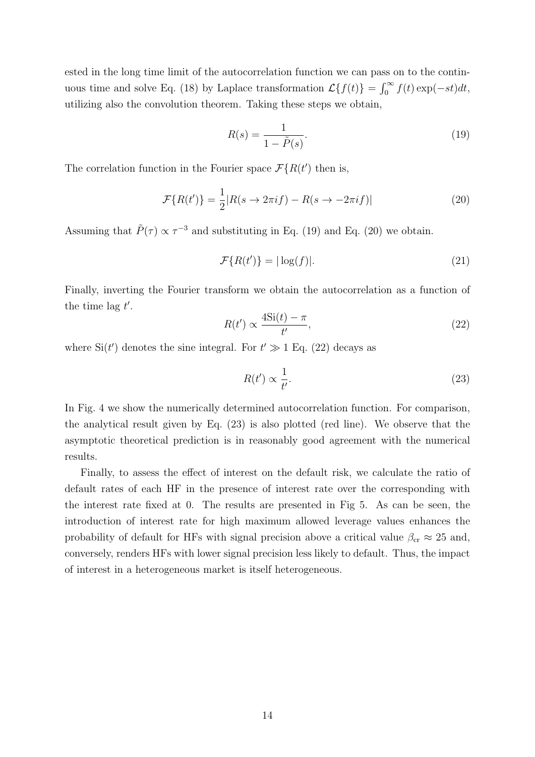ested in the long time limit of the autocorrelation function we can pass on to the continuous time and solve Eq. (18) by Laplace transformation $\mathcal{L}\{f(t)\} = \int_0^\infty f(t)\exp(-st)dt$, utilizing also the convolution theorem. Taking these steps we obtain,

$$R(s) = \frac{1}{1 - \tilde{P}(s)}. \tag{19}$$

The correlation function in the Fourier space $\mathcal{F}\{R(t')$ then is,

$$\mathcal{F}\{R(t')\} = \frac{1}{2}|R(s \to 2\pi i f) - R(s \to -2\pi i f)| \tag{20}$$

Assuming that $\tilde{P}(\tau) \propto \tau^{-3}$ and substituting in Eq. (19) and Eq. (20) we obtain.

$$\mathcal{F}\{R(t')\} = |\log(f)|. \tag{21}$$

Finally, inverting the Fourier transform we obtain the autocorrelation as a function of the time lag $t'$.

$$R(t') \propto \frac{4\mathrm{Si}(t) - \pi}{t'}, \tag{22}$$

where $\mathrm{Si}(t')$ denotes the sine integral. For $t' \gg 1$ Eq. (22) decays as

$$R(t') \propto \frac{1}{t'}. \tag{23}$$

In Fig. 4 we show the numerically determined autocorrelation function. For comparison, the analytical result given by Eq. (23) is also plotted (red line). We observe that the asymptotic theoretical prediction is in reasonably good agreement with the numerical results.

Finally, to assess the effect of interest on the default risk, we calculate the ratio of default rates of each HF in the presence of interest rate over the corresponding with the interest rate fixed at 0. The results are presented in Fig 5. As can be seen, the introduction of interest rate for high maximum allowed leverage values enhances the probability of default for HFs with signal precision above a critical value $\beta_{\rm cr} \approx 25$ and, conversely, renders HFs with lower signal precision less likely to default. Thus, the impact of interest in a heterogeneous market is itself heterogeneous.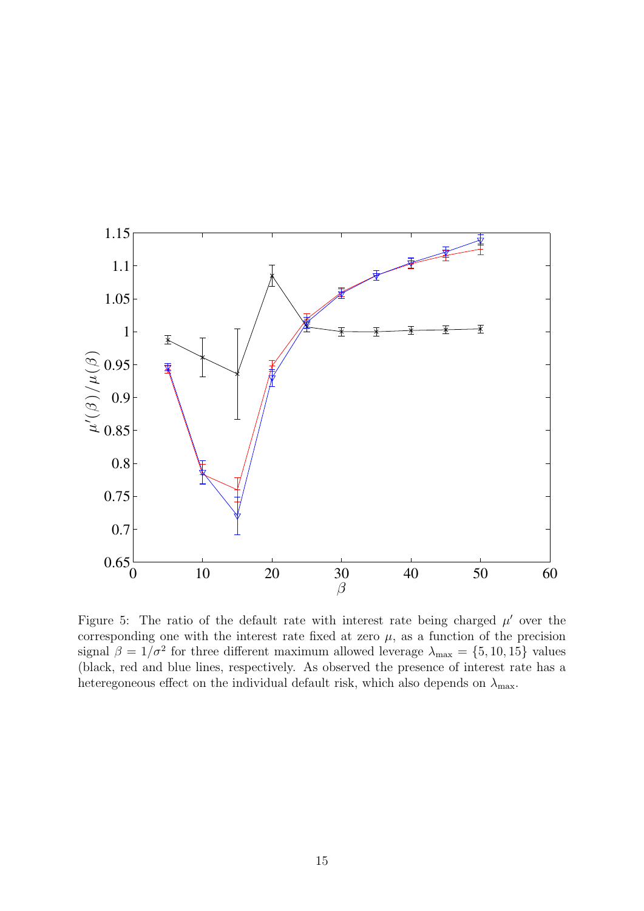Figure 5: The ratio of the default rate with interest rate being charged $\mu'$ over the corresponding one with the interest rate fixed at zero $\mu$, as a function of the precision signal $\beta = 1/\sigma^2$ for three different maximum allowed leverage $\lambda_{\max} = \{5, 10, 15\}$ values (black, red and blue lines, respectively. As observed the presence of interest rate has a heteregoneous effect on the individual default risk, which also depends on $\lambda_{\max}$.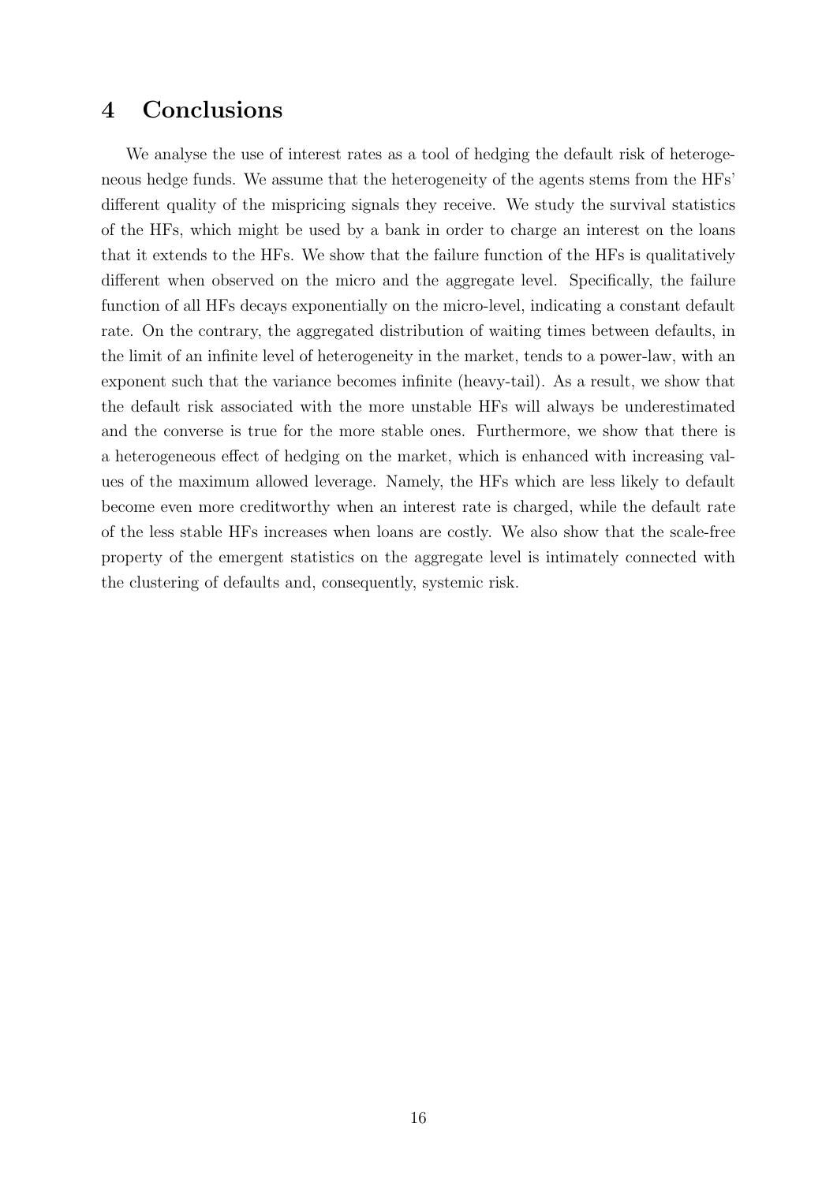## 4 Conclusions

We analyse the use of interest rates as a tool of hedging the default risk of heterogeneous hedge funds. We assume that the heterogeneity of the agents stems from the HFs' different quality of the mispricing signals they receive. We study the survival statistics of the HFs, which might be used by a bank in order to charge an interest on the loans that it extends to the HFs. We show that the failure function of the HFs is qualitatively different when observed on the micro and the aggregate level. Specifically, the failure function of all HFs decays exponentially on the micro-level, indicating a constant default rate. On the contrary, the aggregated distribution of waiting times between defaults, in the limit of an infinite level of heterogeneity in the market, tends to a power-law, with an exponent such that the variance becomes infinite (heavy-tail). As a result, we show that the default risk associated with the more unstable HFs will always be underestimated and the converse is true for the more stable ones. Furthermore, we show that there is a heterogeneous effect of hedging on the market, which is enhanced with increasing values of the maximum allowed leverage. Namely, the HFs which are less likely to default become even more creditworthy when an interest rate is charged, while the default rate of the less stable HFs increases when loans are costly. We also show that the scale-free property of the emergent statistics on the aggregate level is intimately connected with the clustering of defaults and, consequently, systemic risk.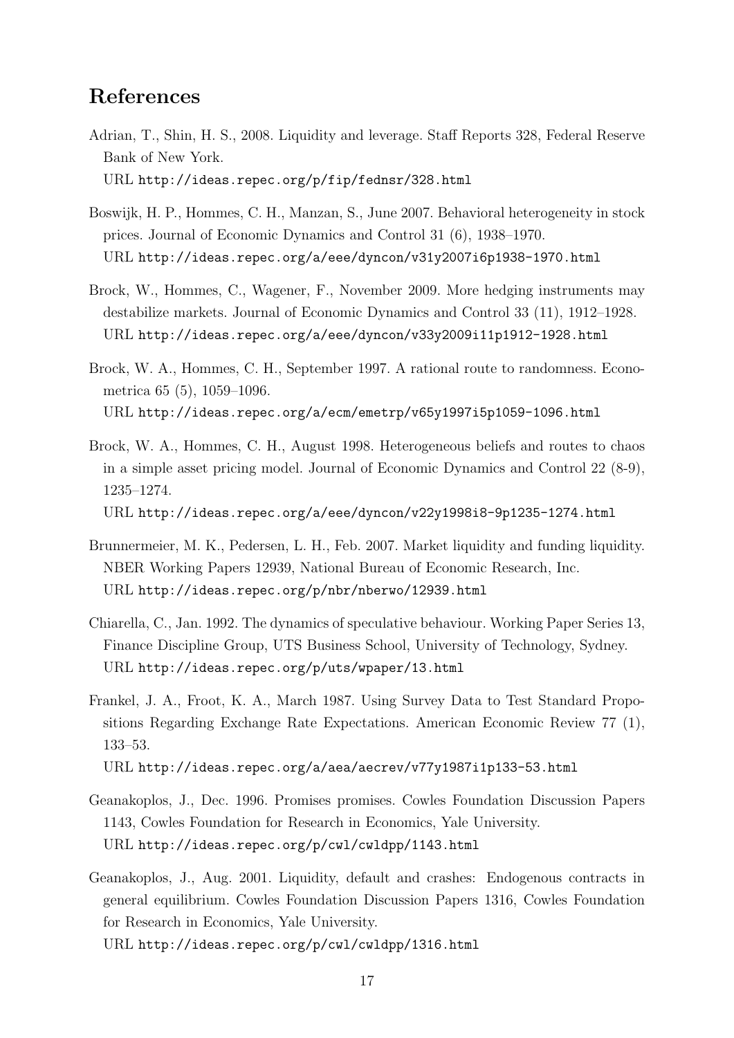# References

Adrian, T., Shin, H. S., 2008. Liquidity and leverage. Staff Reports 328, Federal Reserve Bank of New York.
URL http://ideas.repec.org/p/fip/fednsr/328.html

Boswijk, H. P., Hommes, C. H., Manzan, S., June 2007. Behavioral heterogeneity in stock prices. Journal of Economic Dynamics and Control 31 (6), 1938–1970.
URL http://ideas.repec.org/a/eee/dyncon/v31y2007i6p1938-1970.html

Brock, W., Hommes, C., Wagener, F., November 2009. More hedging instruments may destabilize markets. Journal of Economic Dynamics and Control 33 (11), 1912–1928.
URL http://ideas.repec.org/a/eee/dyncon/v33y2009i11p1912-1928.html

Brock, W. A., Hommes, C. H., September 1997. A rational route to randomness. Econometrica 65 (5), 1059–1096.
URL http://ideas.repec.org/a/ecm/emetrp/v65y1997i5p1059-1096.html

Brock, W. A., Hommes, C. H., August 1998. Heterogeneous beliefs and routes to chaos in a simple asset pricing model. Journal of Economic Dynamics and Control 22 (8-9), 1235–1274.
URL http://ideas.repec.org/a/eee/dyncon/v22y1998i8-9p1235-1274.html

Brunnermeier, M. K., Pedersen, L. H., Feb. 2007. Market liquidity and funding liquidity. NBER Working Papers 12939, National Bureau of Economic Research, Inc.
URL http://ideas.repec.org/p/nbr/nberwo/12939.html

Chiarella, C., Jan. 1992. The dynamics of speculative behaviour. Working Paper Series 13, Finance Discipline Group, UTS Business School, University of Technology, Sydney.
URL http://ideas.repec.org/p/uts/wpaper/13.html

Frankel, J. A., Froot, K. A., March 1987. Using Survey Data to Test Standard Propositions Regarding Exchange Rate Expectations. American Economic Review 77 (1), 133–53.
URL http://ideas.repec.org/a/aea/aecrev/v77y1987i1p133-53.html

Geanakoplos, J., Dec. 1996. Promises promises. Cowles Foundation Discussion Papers 1143, Cowles Foundation for Research in Economics, Yale University.
URL http://ideas.repec.org/p/cwl/cwldpp/1143.html

Geanakoplos, J., Aug. 2001. Liquidity, default and crashes: Endogenous contracts in general equilibrium. Cowles Foundation Discussion Papers 1316, Cowles Foundation for Research in Economics, Yale University.
URL http://ideas.repec.org/p/cwl/cwldpp/1316.html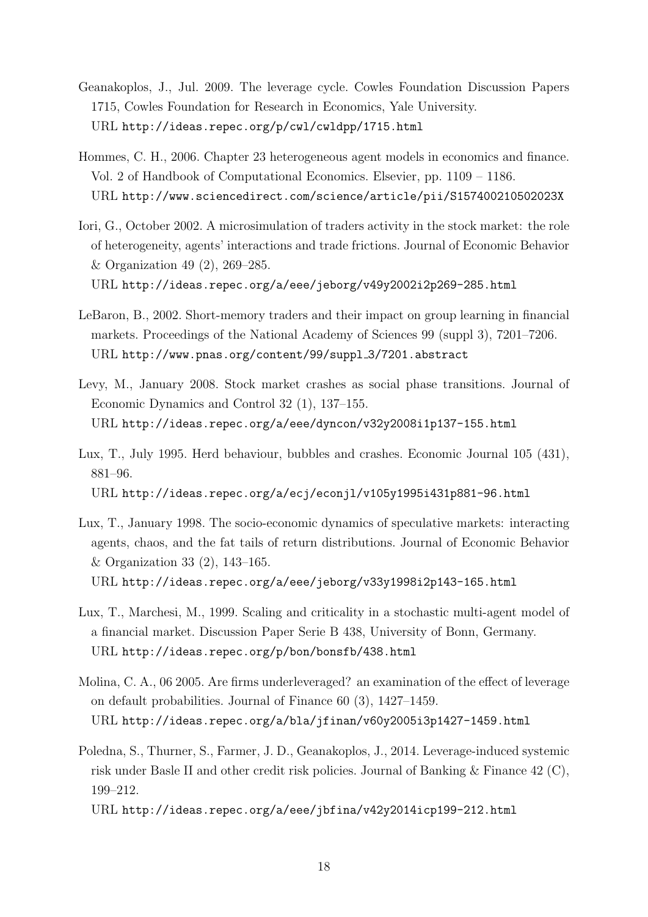Geanakoplos, J., Jul. 2009. The leverage cycle. Cowles Foundation Discussion Papers 1715, Cowles Foundation for Research in Economics, Yale University.
URL http://ideas.repec.org/p/cwl/cwldpp/1715.html

Hommes, C. H., 2006. Chapter 23 heterogeneous agent models in economics and finance. Vol. 2 of Handbook of Computational Economics. Elsevier, pp. 1109 – 1186.
URL http://www.sciencedirect.com/science/article/pii/S157400210502023X

Iori, G., October 2002. A microsimulation of traders activity in the stock market: the role of heterogeneity, agents' interactions and trade frictions. Journal of Economic Behavior & Organization 49 (2), 269–285.
URL http://ideas.repec.org/a/eee/jeborg/v49y2002i2p269-285.html

LeBaron, B., 2002. Short-memory traders and their impact on group learning in financial markets. Proceedings of the National Academy of Sciences 99 (suppl 3), 7201–7206.
URL http://www.pnas.org/content/99/suppl_3/7201.abstract

Levy, M., January 2008. Stock market crashes as social phase transitions. Journal of Economic Dynamics and Control 32 (1), 137–155.
URL http://ideas.repec.org/a/eee/dyncon/v32y2008i1p137-155.html

Lux, T., July 1995. Herd behaviour, bubbles and crashes. Economic Journal 105 (431), 881–96.
URL http://ideas.repec.org/a/ecj/econjl/v105y1995i431p881-96.html

Lux, T., January 1998. The socio-economic dynamics of speculative markets: interacting agents, chaos, and the fat tails of return distributions. Journal of Economic Behavior & Organization 33 (2), 143–165.
URL http://ideas.repec.org/a/eee/jeborg/v33y1998i2p143-165.html

Lux, T., Marchesi, M., 1999. Scaling and criticality in a stochastic multi-agent model of a financial market. Discussion Paper Serie B 438, University of Bonn, Germany.
URL http://ideas.repec.org/p/bon/bonsfb/438.html

Molina, C. A., 06 2005. Are firms underleveraged? an examination of the effect of leverage on default probabilities. Journal of Finance 60 (3), 1427–1459.
URL http://ideas.repec.org/a/bla/jfinan/v60y2005i3p1427-1459.html

Poledna, S., Thurner, S., Farmer, J. D., Geanakoplos, J., 2014. Leverage-induced systemic risk under Basle II and other credit risk policies. Journal of Banking & Finance 42 (C), 199–212.
URL http://ideas.repec.org/a/eee/jbfina/v42y2014icp199-212.html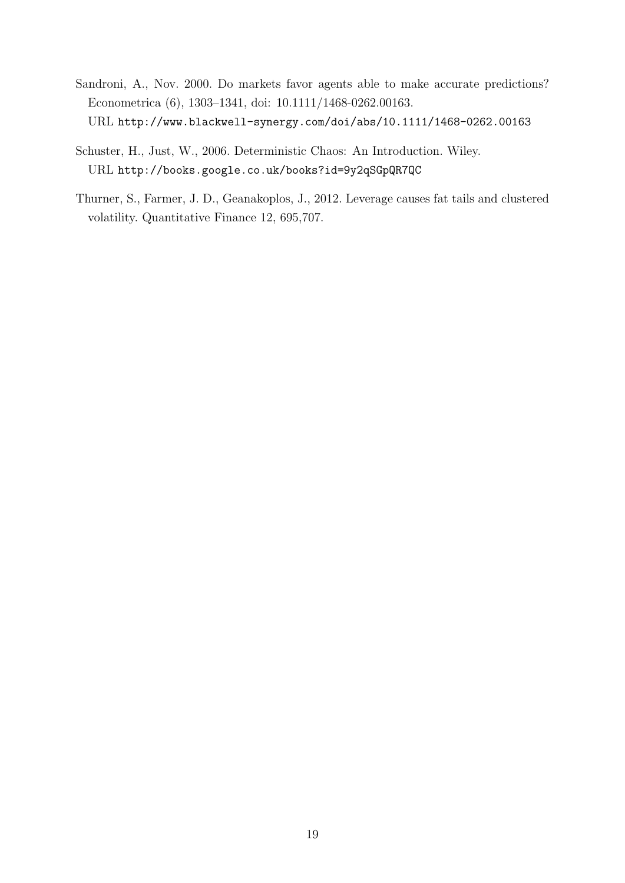Sandroni, A., Nov. 2000. Do markets favor agents able to make accurate predictions? Econometrica (6), 1303–1341, doi: 10.1111/1468-0262.00163.
URL http://www.blackwell-synergy.com/doi/abs/10.1111/1468-0262.00163

Schuster, H., Just, W., 2006. Deterministic Chaos: An Introduction. Wiley.
URL http://books.google.co.uk/books?id=9y2qSGpQR7QC

Thurner, S., Farmer, J. D., Geanakoplos, J., 2012. Leverage causes fat tails and clustered volatility. Quantitative Finance 12, 695,707.